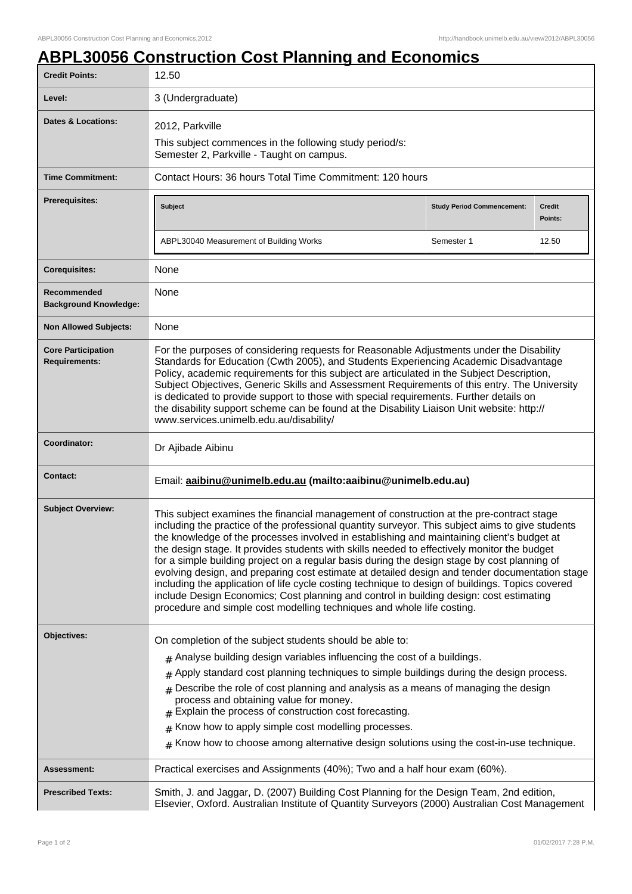# ABPL30056 Construction Cost Planning and Economics

| | |
|---|---|
| **Credit Points:** | 12.50 |
| **Level:** | 3 (Undergraduate) |
| **Dates & Locations:** | 2012, Parkville<br>This subject commences in the following study period/s:<br>Semester 2, Parkville - Taught on campus. |
| **Time Commitment:** | Contact Hours: 36 hours Total Time Commitment: 120 hours |
| **Prerequisites:** | **Subject** / **Study Period Commencement:** / **Credit Points:**<br>ABPL30040 Measurement of Building Works / Semester 1 / 12.50 |
| **Corequisites:** | None |
| **Recommended Background Knowledge:** | None |
| **Non Allowed Subjects:** | None |
| **Core Participation Requirements:** | For the purposes of considering requests for Reasonable Adjustments under the Disability Standards for Education (Cwth 2005), and Students Experiencing Academic Disadvantage Policy, academic requirements for this subject are articulated in the Subject Description, Subject Objectives, Generic Skills and Assessment Requirements of this entry. The University is dedicated to provide support to those with special requirements. Further details on the disability support scheme can be found at the Disability Liaison Unit website: http://www.services.unimelb.edu.au/disability/ |
| **Coordinator:** | Dr Ajibade Aibinu |
| **Contact:** | Email: **aaibinu@unimelb.edu.au (mailto:aaibinu@unimelb.edu.au)** |
| **Subject Overview:** | This subject examines the financial management of construction at the pre-contract stage including the practice of the professional quantity surveyor. This subject aims to give students the knowledge of the processes involved in establishing and maintaining client's budget at the design stage. It provides students with skills needed to effectively monitor the budget for a simple building project on a regular basis during the design stage by cost planning of evolving design, and preparing cost estimate at detailed design and tender documentation stage including the application of life cycle costing technique to design of buildings. Topics covered include Design Economics; Cost planning and control in building design: cost estimating procedure and simple cost modelling techniques and whole life costing. |
| **Objectives:** | On completion of the subject students should be able to:<br># Analyse building design variables influencing the cost of a buildings.<br># Apply standard cost planning techniques to simple buildings during the design process.<br># Describe the role of cost planning and analysis as a means of managing the design process and obtaining value for money.<br># Explain the process of construction cost forecasting.<br># Know how to apply simple cost modelling processes.<br># Know how to choose among alternative design solutions using the cost-in-use technique. |
| **Assessment:** | Practical exercises and Assignments (40%); Two and a half hour exam (60%). |
| **Prescribed Texts:** | Smith, J. and Jaggar, D. (2007) Building Cost Planning for the Design Team, 2nd edition, Elsevier, Oxford. Australian Institute of Quantity Surveyors (2000) Australian Cost Management |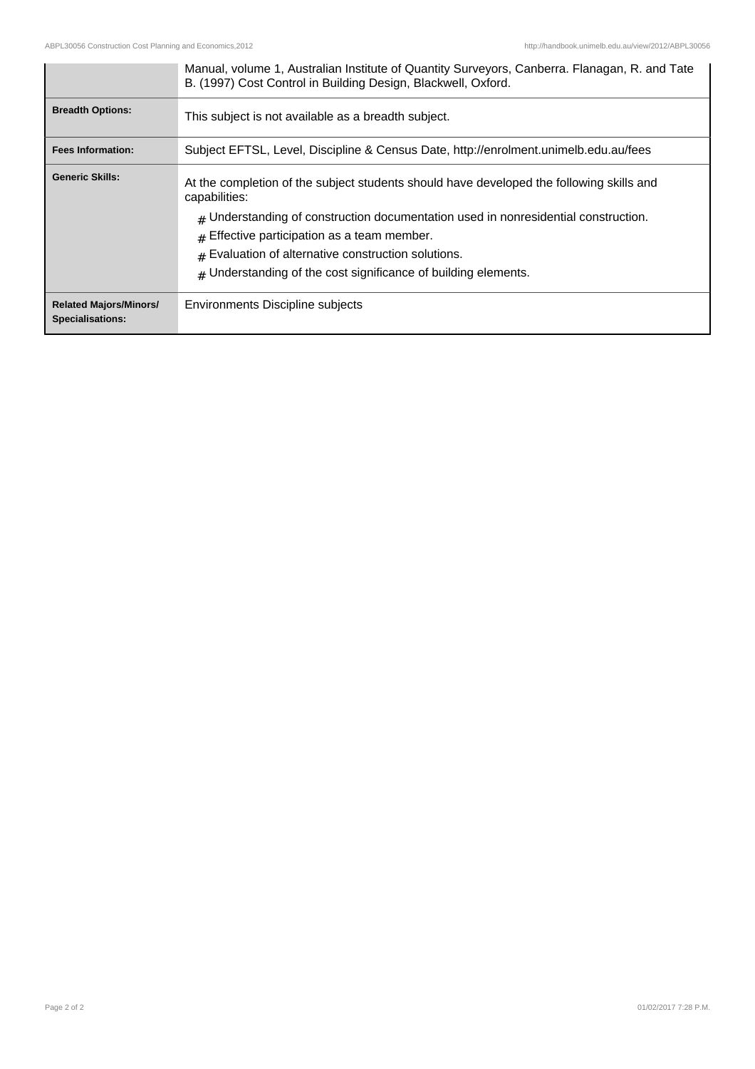| | |
|---|---|
| | Manual, volume 1, Australian Institute of Quantity Surveyors, Canberra. Flanagan, R. and Tate B. (1997) Cost Control in Building Design, Blackwell, Oxford. |
| **Breadth Options:** | This subject is not available as a breadth subject. |
| **Fees Information:** | Subject EFTSL, Level, Discipline & Census Date, http://enrolment.unimelb.edu.au/fees |
| **Generic Skills:** | At the completion of the subject students should have developed the following skills and capabilities: # Understanding of construction documentation used in nonresidential construction. # Effective participation as a team member. # Evaluation of alternative construction solutions. # Understanding of the cost significance of building elements. |
| **Related Majors/Minors/ Specialisations:** | Environments Discipline subjects |